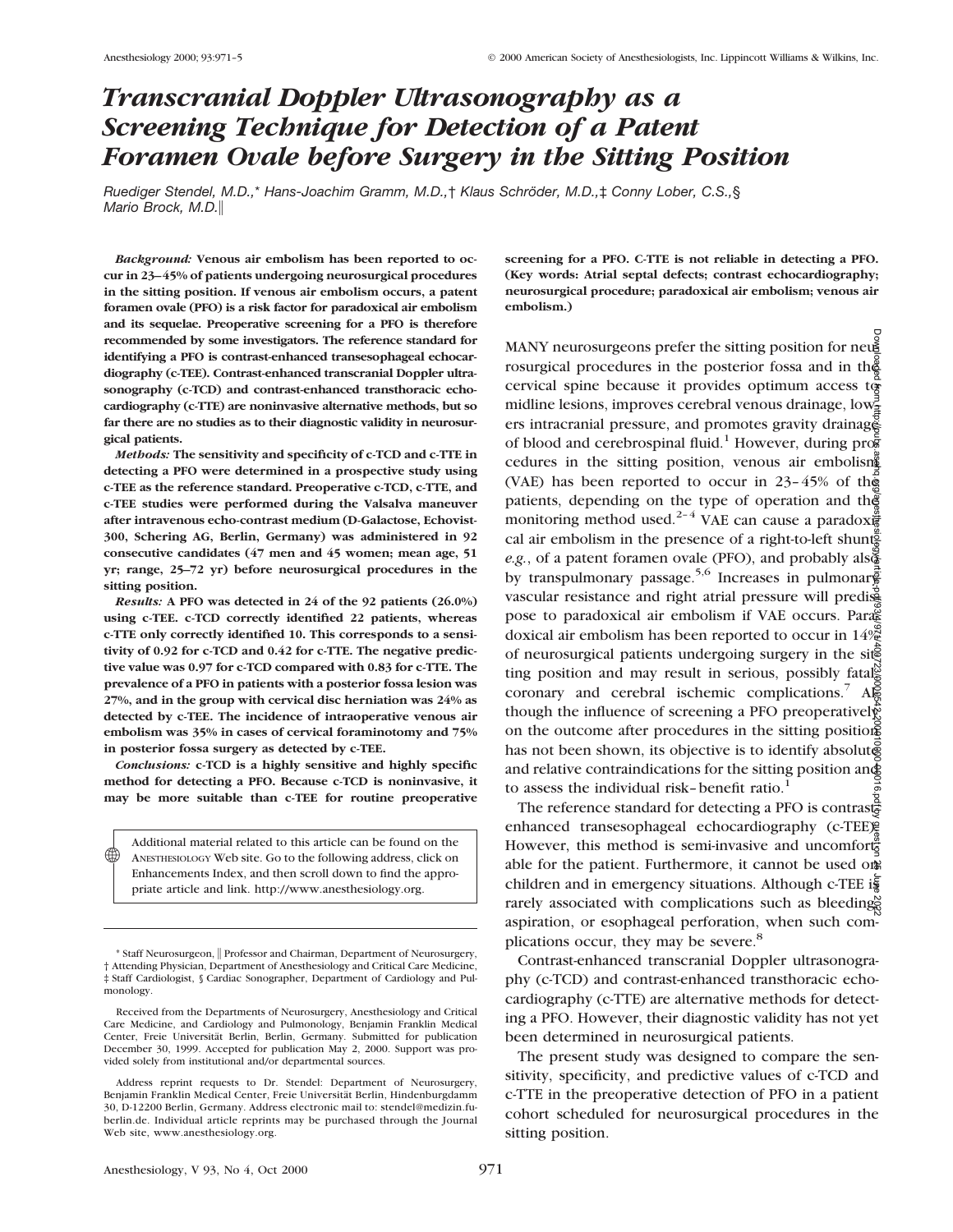# Transcranial Doppler Ultrasonography as a Screening Technique for Detection of a Patent Foramen Ovale before Surgery in the Sitting Position

*Ruediger Stendel, M.D.,\* Hans-Joachim Gramm, M.D.,† Klaus Schröder, M.D.,‡ Conny Lober, C.S.,§ Mario Brock, M.D.‖*

***Background:*** **Venous air embolism has been reported to occur in 23–45% of patients undergoing neurosurgical procedures in the sitting position. If venous air embolism occurs, a patent foramen ovale (PFO) is a risk factor for paradoxical air embolism and its sequelae. Preoperative screening for a PFO is therefore recommended by some investigators. The reference standard for identifying a PFO is contrast-enhanced transesophageal echocardiography (c-TEE). Contrast-enhanced transcranial Doppler ultrasonography (c-TCD) and contrast-enhanced transthoracic echocardiography (c-TTE) are noninvasive alternative methods, but so far there are no studies as to their diagnostic validity in neurosurgical patients.**

***Methods:*** **The sensitivity and specificity of c-TCD and c-TTE in detecting a PFO were determined in a prospective study using c-TEE as the reference standard. Preoperative c-TCD, c-TTE, and c-TEE studies were performed during the Valsalva maneuver after intravenous echo-contrast medium (D-Galactose, Echovist-300, Schering AG, Berlin, Germany) was administered in 92 consecutive candidates (47 men and 45 women; mean age, 51 yr; range, 25–72 yr) before neurosurgical procedures in the sitting position.**

***Results:*** **A PFO was detected in 24 of the 92 patients (26.0%) using c-TEE. c-TCD correctly identified 22 patients, whereas c-TTE only correctly identified 10. This corresponds to a sensitivity of 0.92 for c-TCD and 0.42 for c-TTE. The negative predictive value was 0.97 for c-TCD compared with 0.83 for c-TTE. The prevalence of a PFO in patients with a posterior fossa lesion was 27%, and in the group with cervical disc herniation was 24% as detected by c-TEE. The incidence of intraoperative venous air embolism was 35% in cases of cervical foraminotomy and 75% in posterior fossa surgery as detected by c-TEE.**

***Conclusions:*** **c-TCD is a highly sensitive and highly specific method for detecting a PFO. Because c-TCD is noninvasive, it may be more suitable than c-TEE for routine preoperative screening for a PFO. C-TTE is not reliable in detecting a PFO. (Key words: Atrial septal defects; contrast echocardiography; neurosurgical procedure; paradoxical air embolism; venous air embolism.)**

Additional material related to this article can be found on the ANESTHESIOLOGY Web site. Go to the following address, click on Enhancements Index, and then scroll down to find the appropriate article and link. http://www.anesthesiology.org.

\* Staff Neurosurgeon, ‖ Professor and Chairman, Department of Neurosurgery, † Attending Physician, Department of Anesthesiology and Critical Care Medicine, ‡ Staff Cardiologist, § Cardiac Sonographer, Department of Cardiology and Pulmonology.

Received from the Departments of Neurosurgery, Anesthesiology and Critical Care Medicine, and Cardiology and Pulmonology, Benjamin Franklin Medical Center, Freie Universität Berlin, Berlin, Germany. Submitted for publication December 30, 1999. Accepted for publication May 2, 2000. Support was provided solely from institutional and/or departmental sources.

Address reprint requests to Dr. Stendel: Department of Neurosurgery, Benjamin Franklin Medical Center, Freie Universität Berlin, Hindenburgdamm 30, D-12200 Berlin, Germany. Address electronic mail to: stendel@medizin.fu-berlin.de. Individual article reprints may be purchased through the Journal Web site, www.anesthesiology.org.

MANY neurosurgeons prefer the sitting position for neurosurgical procedures in the posterior fossa and in the cervical spine because it provides optimum access to midline lesions, improves cerebral venous drainage, lowers intracranial pressure, and promotes gravity drainage of blood and cerebrospinal fluid.[1] However, during procedures in the sitting position, venous air embolism (VAE) has been reported to occur in 23–45% of the patients, depending on the type of operation and the monitoring method used.[2–4] VAE can cause a paradoxical air embolism in the presence of a right-to-left shunt, *e.g.*, of a patent foramen ovale (PFO), and probably also by transpulmonary passage.[5,6] Increases in pulmonary vascular resistance and right atrial pressure will predispose to paradoxical air embolism if VAE occurs. Paradoxical air embolism has been reported to occur in 14% of neurosurgical patients undergoing surgery in the sitting position and may result in serious, possibly fatal, coronary and cerebral ischemic complications.[7] Although the influence of screening a PFO preoperatively on the outcome after procedures in the sitting position has not been shown, its objective is to identify absolute and relative contraindications for the sitting position and to assess the individual risk–benefit ratio.[1]

The reference standard for detecting a PFO is contrast-enhanced transesophageal echocardiography (c-TEE). However, this method is semi-invasive and uncomfortable for the patient. Furthermore, it cannot be used on children and in emergency situations. Although c-TEE is rarely associated with complications such as bleeding, aspiration, or esophageal perforation, when such complications occur, they may be severe.[8]

Contrast-enhanced transcranial Doppler ultrasonography (c-TCD) and contrast-enhanced transthoracic echocardiography (c-TTE) are alternative methods for detecting a PFO. However, their diagnostic validity has not yet been determined in neurosurgical patients.

The present study was designed to compare the sensitivity, specificity, and predictive values of c-TCD and c-TTE in the preoperative detection of PFO in a patient cohort scheduled for neurosurgical procedures in the sitting position.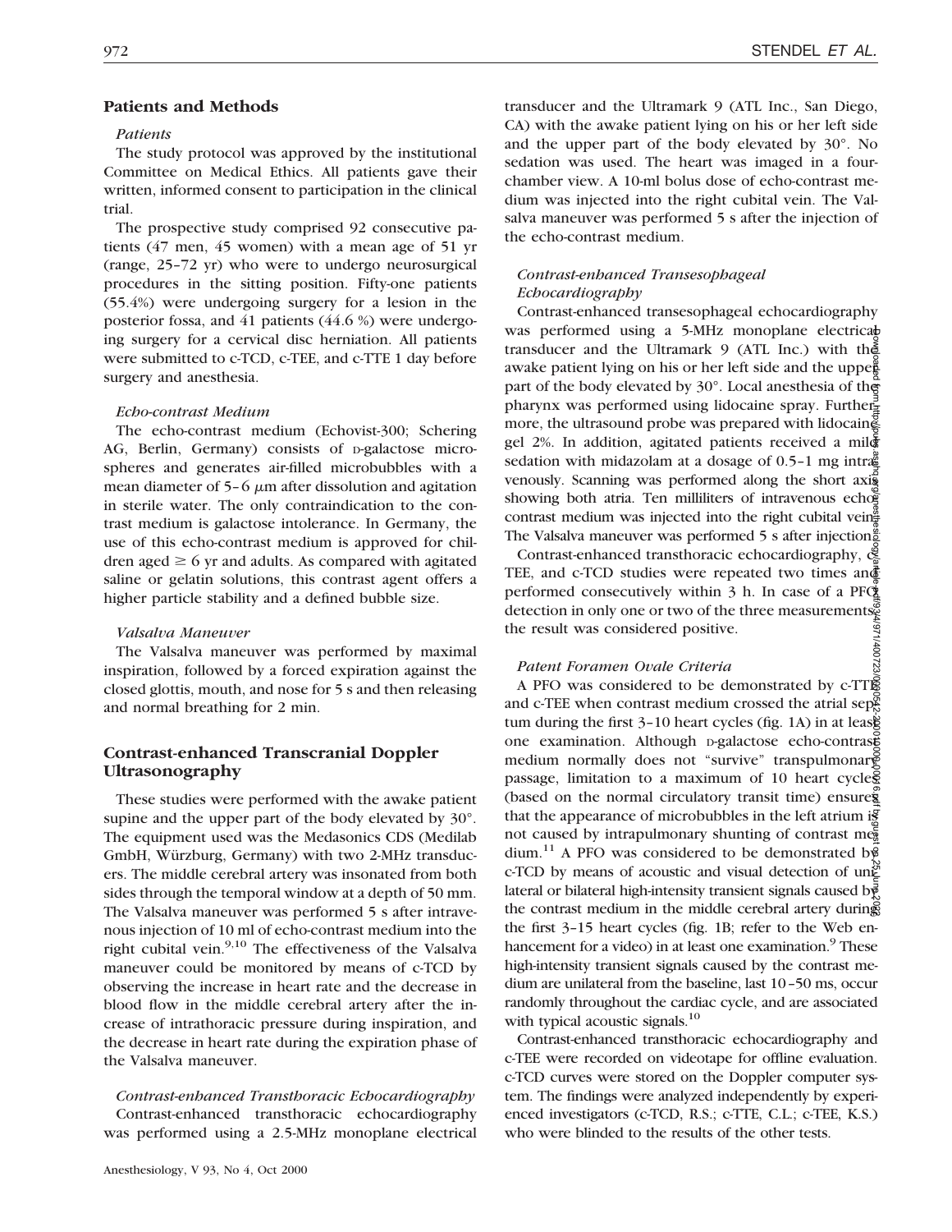## Patients and Methods

### *Patients*

The study protocol was approved by the institutional Committee on Medical Ethics. All patients gave their written, informed consent to participation in the clinical trial.

The prospective study comprised 92 consecutive patients (47 men, 45 women) with a mean age of 51 yr (range, 25–72 yr) who were to undergo neurosurgical procedures in the sitting position. Fifty-one patients (55.4%) were undergoing surgery for a lesion in the posterior fossa, and 41 patients (44.6 %) were undergoing surgery for a cervical disc herniation. All patients were submitted to c-TCD, c-TEE, and c-TTE 1 day before surgery and anesthesia.

### *Echo-contrast Medium*

The echo-contrast medium (Echovist-300; Schering AG, Berlin, Germany) consists of D-galactose microspheres and generates air-filled microbubbles with a mean diameter of 5–6 $\mu$m after dissolution and agitation in sterile water. The only contraindication to the contrast medium is galactose intolerance. In Germany, the use of this echo-contrast medium is approved for children aged $\geq$ 6 yr and adults. As compared with agitated saline or gelatin solutions, this contrast agent offers a higher particle stability and a defined bubble size.

### *Valsalva Maneuver*

The Valsalva maneuver was performed by maximal inspiration, followed by a forced expiration against the closed glottis, mouth, and nose for 5 s and then releasing and normal breathing for 2 min.

## Contrast-enhanced Transcranial Doppler Ultrasonography

These studies were performed with the awake patient supine and the upper part of the body elevated by 30°. The equipment used was the Medasonics CDS (Medilab GmbH, Würzburg, Germany) with two 2-MHz transducers. The middle cerebral artery was insonated from both sides through the temporal window at a depth of 50 mm. The Valsalva maneuver was performed 5 s after intravenous injection of 10 ml of echo-contrast medium into the right cubital vein.[9,10] The effectiveness of the Valsalva maneuver could be monitored by means of c-TCD by observing the increase in heart rate and the decrease in blood flow in the middle cerebral artery after the increase of intrathoracic pressure during inspiration, and the decrease in heart rate during the expiration phase of the Valsalva maneuver.

### *Contrast-enhanced Transthoracic Echocardiography*

Contrast-enhanced transthoracic echocardiography was performed using a 2.5-MHz monoplane electrical transducer and the Ultramark 9 (ATL Inc., San Diego, CA) with the awake patient lying on his or her left side and the upper part of the body elevated by 30°. No sedation was used. The heart was imaged in a four-chamber view. A 10-ml bolus dose of echo-contrast medium was injected into the right cubital vein. The Valsalva maneuver was performed 5 s after the injection of the echo-contrast medium.

### *Contrast-enhanced Transesophageal Echocardiography*

Contrast-enhanced transesophageal echocardiography was performed using a 5-MHz monoplane electrical transducer and the Ultramark 9 (ATL Inc.) with the awake patient lying on his or her left side and the upper part of the body elevated by 30°. Local anesthesia of the pharynx was performed using lidocaine spray. Furthermore, the ultrasound probe was prepared with lidocaine gel 2%. In addition, agitated patients received a mild sedation with midazolam at a dosage of 0.5–1 mg intravenously. Scanning was performed along the short axis showing both atria. Ten milliliters of intravenous echo-contrast medium was injected into the right cubital vein. The Valsalva maneuver was performed 5 s after injection.

Contrast-enhanced transthoracic echocardiography, c-TEE, and c-TCD studies were repeated two times and performed consecutively within 3 h. In case of a PFO detection in only one or two of the three measurements, the result was considered positive.

### *Patent Foramen Ovale Criteria*

A PFO was considered to be demonstrated by c-TTE and c-TEE when contrast medium crossed the atrial septum during the first 3–10 heart cycles (fig. 1A) in at least one examination. Although D-galactose echo-contrast medium normally does not "survive" transpulmonary passage, limitation to a maximum of 10 heart cycles (based on the normal circulatory transit time) ensures that the appearance of microbubbles in the left atrium is not caused by intrapulmonary shunting of contrast medium.[11] A PFO was considered to be demonstrated by c-TCD by means of acoustic and visual detection of unilateral or bilateral high-intensity transient signals caused by the contrast medium in the middle cerebral artery during the first 3–15 heart cycles (fig. 1B; refer to the Web enhancement for a video) in at least one examination.[9] These high-intensity transient signals caused by the contrast medium are unilateral from the baseline, last 10–50 ms, occur randomly throughout the cardiac cycle, and are associated with typical acoustic signals.[10]

Contrast-enhanced transthoracic echocardiography and c-TEE were recorded on videotape for offline evaluation. c-TCD curves were stored on the Doppler computer system. The findings were analyzed independently by experienced investigators (c-TCD, R.S.; c-TTE, C.L.; c-TEE, K.S.) who were blinded to the results of the other tests.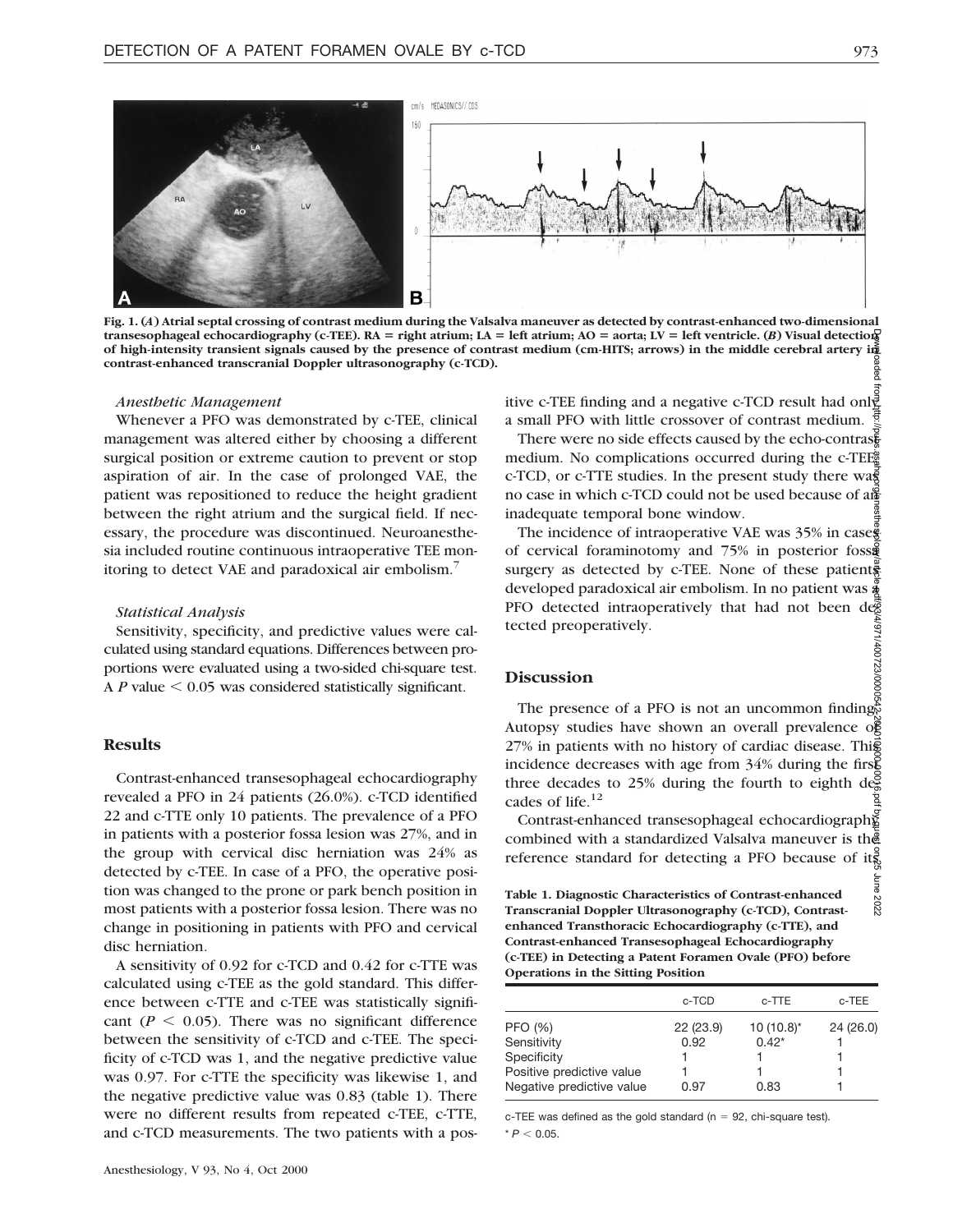Fig. 1. (*A*) Atrial septal crossing of contrast medium during the Valsalva maneuver as detected by contrast-enhanced two-dimensional transesophageal echocardiography (c-TEE). RA = right atrium; LA = left atrium; AO = aorta; LV = left ventricle. (*B*) Visual detection of high-intensity transient signals caused by the presence of contrast medium (cm-HITS; arrows) in the middle cerebral artery in contrast-enhanced transcranial Doppler ultrasonography (c-TCD).

### *Anesthetic Management*

Whenever a PFO was demonstrated by c-TEE, clinical management was altered either by choosing a different surgical position or extreme caution to prevent or stop aspiration of air. In the case of prolonged VAE, the patient was repositioned to reduce the height gradient between the right atrium and the surgical field. If necessary, the procedure was discontinued. Neuroanesthesia included routine continuous intraoperative TEE monitoring to detect VAE and paradoxical air embolism.[7]

### *Statistical Analysis*

Sensitivity, specificity, and predictive values were calculated using standard equations. Differences between proportions were evaluated using a two-sided chi-square test. A $P$ value $< 0.05$ was considered statistically significant.

## Results

Contrast-enhanced transesophageal echocardiography revealed a PFO in 24 patients (26.0%). c-TCD identified 22 and c-TTE only 10 patients. The prevalence of a PFO in patients with a posterior fossa lesion was 27%, and in the group with cervical disc herniation was 24% as detected by c-TEE. In case of a PFO, the operative position was changed to the prone or park bench position in most patients with a posterior fossa lesion. There was no change in positioning in patients with PFO and cervical disc herniation.

A sensitivity of 0.92 for c-TCD and 0.42 for c-TTE was calculated using c-TEE as the gold standard. This difference between c-TTE and c-TEE was statistically significant ($P < 0.05$). There was no significant difference between the sensitivity of c-TCD and c-TEE. The specificity of c-TCD was 1, and the negative predictive value was 0.97. For c-TTE the specificity was likewise 1, and the negative predictive value was 0.83 (table 1). There were no different results from repeated c-TEE, c-TTE, and c-TCD measurements. The two patients with a positive c-TEE finding and a negative c-TCD result had only a small PFO with little crossover of contrast medium.

There were no side effects caused by the echo-contrast medium. No complications occurred during the c-TEE, c-TCD, or c-TTE studies. In the present study there was no case in which c-TCD could not be used because of an inadequate temporal bone window.

The incidence of intraoperative VAE was 35% in cases of cervical foraminotomy and 75% in posterior fossa surgery as detected by c-TEE. None of these patients developed paradoxical air embolism. In no patient was a PFO detected intraoperatively that had not been detected preoperatively.

## Discussion

The presence of a PFO is not an uncommon finding. Autopsy studies have shown an overall prevalence of 27% in patients with no history of cardiac disease. This incidence decreases with age from 34% during the first three decades to 25% during the fourth to eighth decades of life.[12]

Contrast-enhanced transesophageal echocardiography combined with a standardized Valsalva maneuver is the reference standard for detecting a PFO because of its

**Table 1. Diagnostic Characteristics of Contrast-enhanced Transcranial Doppler Ultrasonography (c-TCD), Contrast-enhanced Transthoracic Echocardiography (c-TTE), and Contrast-enhanced Transesophageal Echocardiography (c-TEE) in Detecting a Patent Foramen Ovale (PFO) before Operations in the Sitting Position**

| | c-TCD | c-TTE | c-TEE |
|---|---|---|---|
| PFO (%) | 22 (23.9) | 10 (10.8)* | 24 (26.0) |
| Sensitivity | 0.92 | 0.42* | 1 |
| Specificity | 1 | 1 | 1 |
| Positive predictive value | 1 | 1 | 1 |
| Negative predictive value | 0.97 | 0.83 | 1 |

c-TEE was defined as the gold standard (n = 92, chi-square test).

* $P < 0.05$.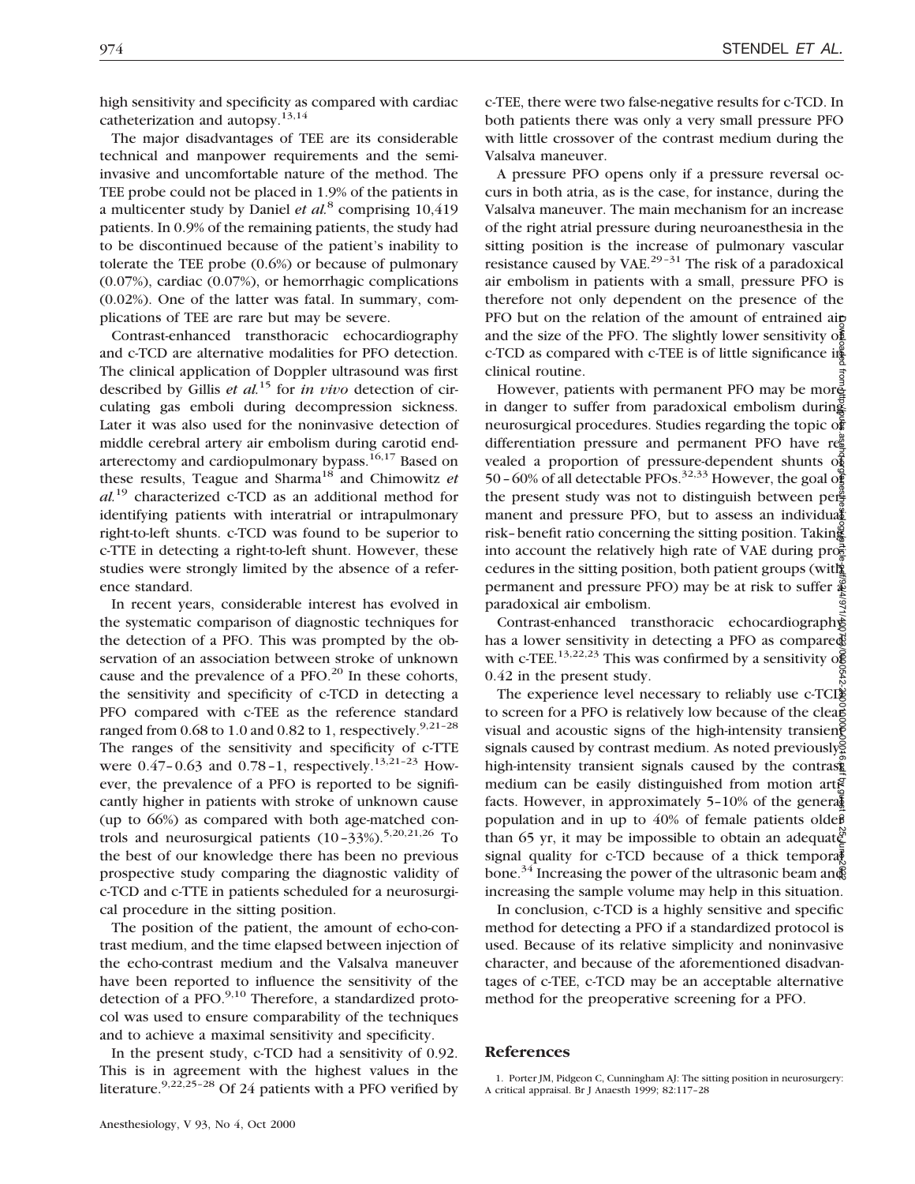high sensitivity and specificity as compared with cardiac catheterization and autopsy.[13,14]

The major disadvantages of TEE are its considerable technical and manpower requirements and the semi-invasive and uncomfortable nature of the method. The TEE probe could not be placed in 1.9% of the patients in a multicenter study by Daniel *et al.*[8] comprising 10,419 patients. In 0.9% of the remaining patients, the study had to be discontinued because of the patient's inability to tolerate the TEE probe (0.6%) or because of pulmonary (0.07%), cardiac (0.07%), or hemorrhagic complications (0.02%). One of the latter was fatal. In summary, complications of TEE are rare but may be severe.

Contrast-enhanced transthoracic echocardiography and c-TCD are alternative modalities for PFO detection. The clinical application of Doppler ultrasound was first described by Gillis *et al.*[15] for *in vivo* detection of circulating gas emboli during decompression sickness. Later it was also used for the noninvasive detection of middle cerebral artery air embolism during carotid endarterectomy and cardiopulmonary bypass.[16,17] Based on these results, Teague and Sharma[18] and Chimowitz *et al.*[19] characterized c-TCD as an additional method for identifying patients with interatrial or intrapulmonary right-to-left shunts. c-TCD was found to be superior to c-TTE in detecting a right-to-left shunt. However, these studies were strongly limited by the absence of a reference standard.

In recent years, considerable interest has evolved in the systematic comparison of diagnostic techniques for the detection of a PFO. This was prompted by the observation of an association between stroke of unknown cause and the prevalence of a PFO.[20] In these cohorts, the sensitivity and specificity of c-TCD in detecting a PFO compared with c-TEE as the reference standard ranged from 0.68 to 1.0 and 0.82 to 1, respectively.[9,21–28] The ranges of the sensitivity and specificity of c-TTE were 0.47–0.63 and 0.78–1, respectively.[13,21–23] However, the prevalence of a PFO is reported to be significantly higher in patients with stroke of unknown cause (up to 66%) as compared with both age-matched controls and neurosurgical patients (10–33%).[5,20,21,26] To the best of our knowledge there has been no previous prospective study comparing the diagnostic validity of c-TCD and c-TTE in patients scheduled for a neurosurgical procedure in the sitting position.

The position of the patient, the amount of echo-contrast medium, and the time elapsed between injection of the echo-contrast medium and the Valsalva maneuver have been reported to influence the sensitivity of the detection of a PFO.[9,10] Therefore, a standardized protocol was used to ensure comparability of the techniques and to achieve a maximal sensitivity and specificity.

In the present study, c-TCD had a sensitivity of 0.92. This is in agreement with the highest values in the literature.[9,22,25–28] Of 24 patients with a PFO verified by c-TEE, there were two false-negative results for c-TCD. In both patients there was only a very small pressure PFO with little crossover of the contrast medium during the Valsalva maneuver.

A pressure PFO opens only if a pressure reversal occurs in both atria, as is the case, for instance, during the Valsalva maneuver. The main mechanism for an increase of the right atrial pressure during neuroanesthesia in the sitting position is the increase of pulmonary vascular resistance caused by VAE.[29–31] The risk of a paradoxical air embolism in patients with a small, pressure PFO is therefore not only dependent on the presence of the PFO but on the relation of the amount of entrained air and the size of the PFO. The slightly lower sensitivity of c-TCD as compared with c-TEE is of little significance in clinical routine.

However, patients with permanent PFO may be more in danger to suffer from paradoxical embolism during neurosurgical procedures. Studies regarding the topic of differentiation pressure and permanent PFO have revealed a proportion of pressure-dependent shunts of 50–60% of all detectable PFOs.[32,33] However, the goal of the present study was not to distinguish between permanent and pressure PFO, but to assess an individual risk–benefit ratio concerning the sitting position. Taking into account the relatively high rate of VAE during procedures in the sitting position, both patient groups (with permanent and pressure PFO) may be at risk to suffer a paradoxical air embolism.

Contrast-enhanced transthoracic echocardiography has a lower sensitivity in detecting a PFO as compared with c-TEE.[13,22,23] This was confirmed by a sensitivity of 0.42 in the present study.

The experience level necessary to reliably use c-TCD to screen for a PFO is relatively low because of the clear visual and acoustic signs of the high-intensity transient signals caused by contrast medium. As noted previously, high-intensity transient signals caused by the contrast medium can be easily distinguished from motion artifacts. However, in approximately 5–10% of the general population and in up to 40% of female patients older than 65 yr, it may be impossible to obtain an adequate signal quality for c-TCD because of a thick temporal bone.[34] Increasing the power of the ultrasonic beam and increasing the sample volume may help in this situation.

In conclusion, c-TCD is a highly sensitive and specific method for detecting a PFO if a standardized protocol is used. Because of its relative simplicity and noninvasive character, and because of the aforementioned disadvantages of c-TEE, c-TCD may be an acceptable alternative method for the preoperative screening for a PFO.

## References

1. Porter JM, Pidgeon C, Cunningham AJ: The sitting position in neurosurgery: A critical appraisal. Br J Anaesth 1999; 82:117–28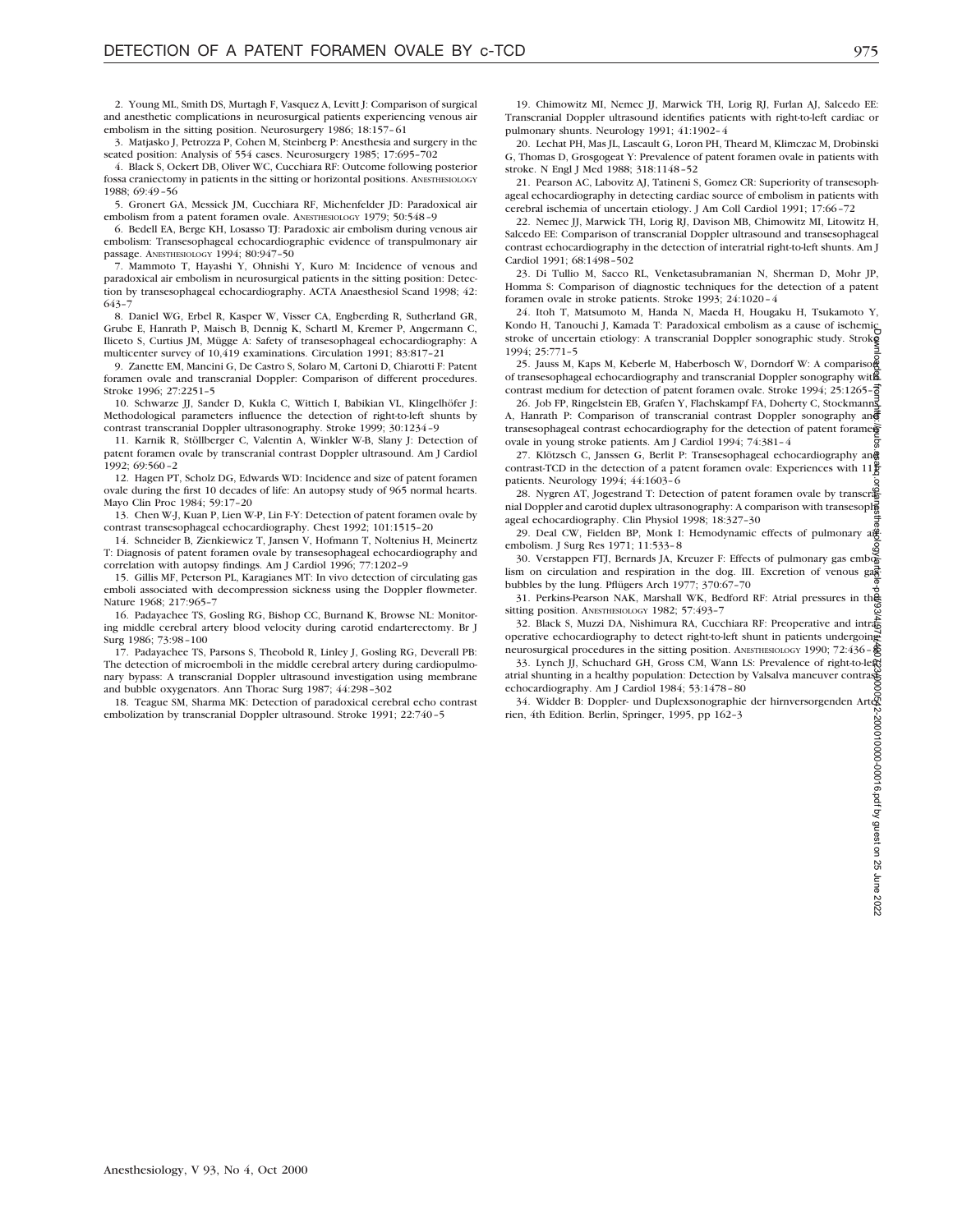2. Young ML, Smith DS, Murtagh F, Vasquez A, Levitt J: Comparison of surgical and anesthetic complications in neurosurgical patients experiencing venous air embolism in the sitting position. Neurosurgery 1986; 18:157–61

3. Matjasko J, Petrozza P, Cohen M, Steinberg P: Anesthesia and surgery in the seated position: Analysis of 554 cases. Neurosurgery 1985; 17:695–702

4. Black S, Ockert DB, Oliver WC, Cucchiara RF: Outcome following posterior fossa craniectomy in patients in the sitting or horizontal positions. Anesthesiology 1988; 69:49–56

5. Gronert GA, Messick JM, Cucchiara RF, Michenfelder JD: Paradoxical air embolism from a patent foramen ovale. Anesthesiology 1979; 50:548–9

6. Bedell EA, Berge KH, Losasso TJ: Paradoxic air embolism during venous air embolism: Transesophageal echocardiographic evidence of transpulmonary air passage. Anesthesiology 1994; 80:947–50

7. Mammoto T, Hayashi Y, Ohnishi Y, Kuro M: Incidence of venous and paradoxical air embolism in neurosurgical patients in the sitting position: Detection by transesophageal echocardiography. ACTA Anaesthesiol Scand 1998; 42: 643–7

8. Daniel WG, Erbel R, Kasper W, Visser CA, Engberding R, Sutherland GR, Grube E, Hanrath P, Maisch B, Dennig K, Schartl M, Kremer P, Angermann C, Iliceto S, Curtius JM, Mügge A: Safety of transesophageal echocardiography: A multicenter survey of 10,419 examinations. Circulation 1991; 83:817–21

9. Zanette EM, Mancini G, De Castro S, Solaro M, Cartoni D, Chiarotti F: Patent foramen ovale and transcranial Doppler: Comparison of different procedures. Stroke 1996; 27:2251–5

10. Schwarze JJ, Sander D, Kukla C, Wittich I, Babikian VL, Klingelhöfer J: Methodological parameters influence the detection of right-to-left shunts by contrast transcranial Doppler ultrasonography. Stroke 1999; 30:1234–9

11. Karnik R, Stöllberger C, Valentin A, Winkler W-B, Slany J: Detection of patent foramen ovale by transcranial contrast Doppler ultrasound. Am J Cardiol 1992; 69:560–2

12. Hagen PT, Scholz DG, Edwards WD: Incidence and size of patent foramen ovale during the first 10 decades of life: An autopsy study of 965 normal hearts. Mayo Clin Proc 1984; 59:17–20

13. Chen W-J, Kuan P, Lien W-P, Lin F-Y: Detection of patent foramen ovale by contrast transesophageal echocardiography. Chest 1992; 101:1515–20

14. Schneider B, Zienkiewicz T, Jansen V, Hofmann T, Noltenius H, Meinertz T: Diagnosis of patent foramen ovale by transesophageal echocardiography and correlation with autopsy findings. Am J Cardiol 1996; 77:1202–9

15. Gillis MF, Peterson PL, Karagianes MT: In vivo detection of circulating gas emboli associated with decompression sickness using the Doppler flowmeter. Nature 1968; 217:965–7

16. Padayachee TS, Gosling RG, Bishop CC, Burnand K, Browse NL: Monitoring middle cerebral artery blood velocity during carotid endarterectomy. Br J Surg 1986; 73:98–100

17. Padayachee TS, Parsons S, Theobold R, Linley J, Gosling RG, Deverall PB: The detection of microemboli in the middle cerebral artery during cardiopulmonary bypass: A transcranial Doppler ultrasound investigation using membrane and bubble oxygenators. Ann Thorac Surg 1987; 44:298–302

18. Teague SM, Sharma MK: Detection of paradoxical cerebral echo contrast embolization by transcranial Doppler ultrasound. Stroke 1991; 22:740–5

19. Chimowitz MI, Nemec JJ, Marwick TH, Lorig RJ, Furlan AJ, Salcedo EE: Transcranial Doppler ultrasound identifies patients with right-to-left cardiac or pulmonary shunts. Neurology 1991; 41:1902–4

20. Lechat PH, Mas JL, Lascault G, Loron PH, Theard M, Klimczac M, Drobinski G, Thomas D, Grosgogeat Y: Prevalence of patent foramen ovale in patients with stroke. N Engl J Med 1988; 318:1148–52

21. Pearson AC, Labovitz AJ, Tatineni S, Gomez CR: Superiority of transesophageal echocardiography in detecting cardiac source of embolism in patients with cerebral ischemia of uncertain etiology. J Am Coll Cardiol 1991; 17:66–72

22. Nemec JJ, Marwick TH, Lorig RJ, Davison MB, Chimowitz MI, Litowitz H, Salcedo EE: Comparison of transcranial Doppler ultrasound and transesophageal contrast echocardiography in the detection of interatrial right-to-left shunts. Am J Cardiol 1991; 68:1498–502

23. Di Tullio M, Sacco RL, Venketasubramanian N, Sherman D, Mohr JP, Homma S: Comparison of diagnostic techniques for the detection of a patent foramen ovale in stroke patients. Stroke 1993; 24:1020–4

24. Itoh T, Matsumoto M, Handa N, Maeda H, Hougaku H, Tsukamoto Y, Kondo H, Tanouchi J, Kamada T: Paradoxical embolism as a cause of ischemic stroke of uncertain etiology: A transcranial Doppler sonographic study. Stroke 1994; 25:771–5

25. Jauss M, Kaps M, Keberle M, Haberbosch W, Dorndorf W: A comparison of transesophageal echocardiography and transcranial Doppler sonography with contrast medium for detection of patent foramen ovale. Stroke 1994; 25:1265–7

26. Job FP, Ringelstein EB, Grafen Y, Flachskampf FA, Doherty C, Stockmanns A, Hanrath P: Comparison of transcranial contrast Doppler sonography and transesophageal contrast echocardiography for the detection of patent foramen ovale in young stroke patients. Am J Cardiol 1994; 74:381–4

27. Klötzsch C, Janssen G, Berlit P: Transesophageal echocardiography and contrast-TCD in the detection of a patent foramen ovale: Experiences with 111 patients. Neurology 1994; 44:1603–6

28. Nygren AT, Jogestrand T: Detection of patent foramen ovale by transcranial Doppler and carotid duplex ultrasonography: A comparison with transesophageal echocardiography. Clin Physiol 1998; 18:327–30

29. Deal CW, Fielden BP, Monk I: Hemodynamic effects of pulmonary air embolism. J Surg Res 1971; 11:533–8

30. Verstappen FTJ, Bernards JA, Kreuzer F: Effects of pulmonary gas embolism on circulation and respiration in the dog. III. Excretion of venous gas bubbles by the lung. Pflügers Arch 1977; 370:67–70

31. Perkins-Pearson NAK, Marshall WK, Bedford RF: Atrial pressures in the sitting position. Anesthesiology 1982; 57:493–7

32. Black S, Muzzi DA, Nishimura RA, Cucchiara RF: Preoperative and intraoperative echocardiography to detect right-to-left shunt in patients undergoing neurosurgical procedures in the sitting position. Anesthesiology 1990; 72:436–8

33. Lynch JJ, Schuchard GH, Gross CM, Wann LS: Prevalence of right-to-left atrial shunting in a healthy population: Detection by Valsalva maneuver contrast echocardiography. Am J Cardiol 1984; 53:1478–80

34. Widder B: Doppler- und Duplexsonographie der hirnversorgenden Arterien, 4th Edition. Berlin, Springer, 1995, pp 162–3